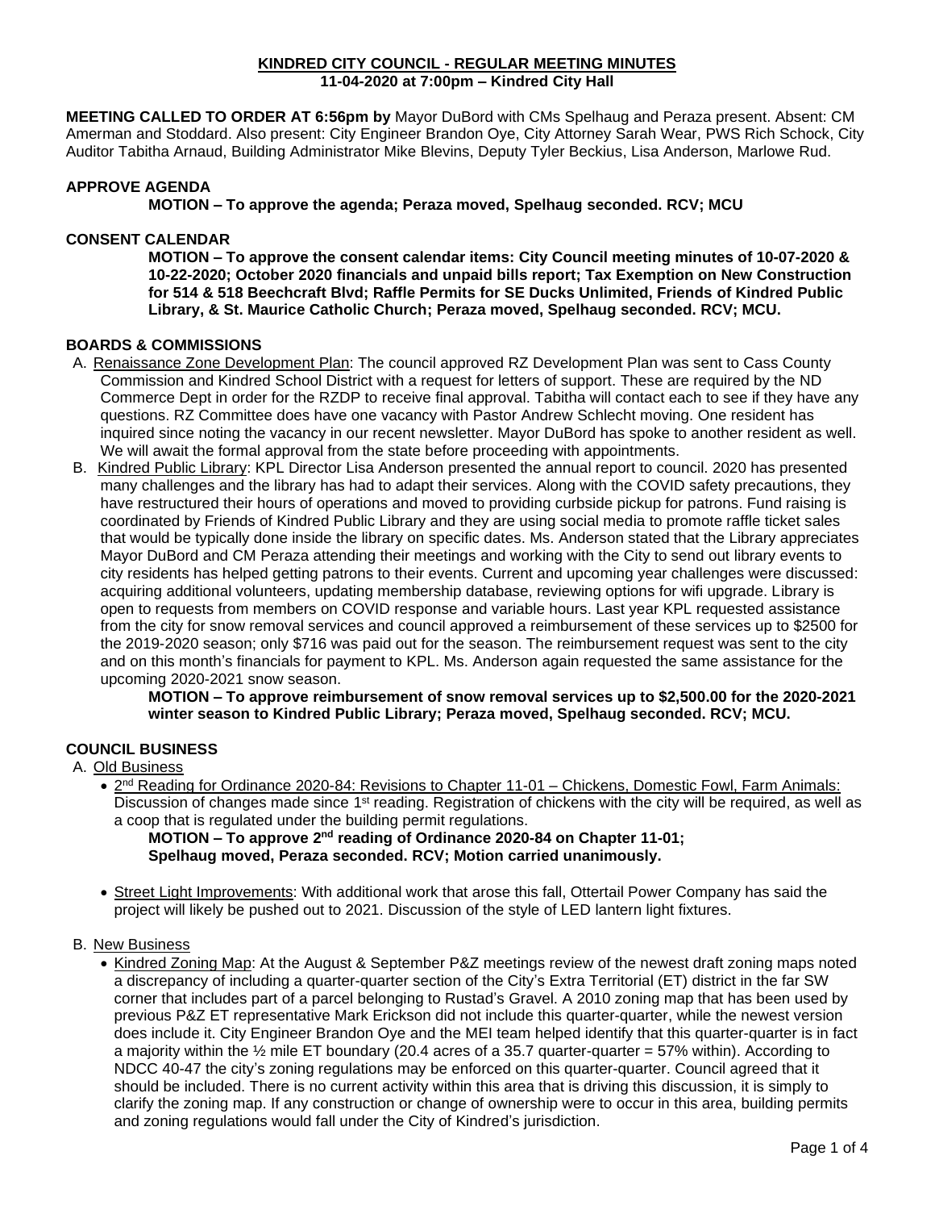# KINDRED CITY COUNCIL - REGULAR MEETING MINUTES
**11-04-2020 at 7:00pm – Kindred City Hall**

**MEETING CALLED TO ORDER AT 6:56pm by** Mayor DuBord with CMs Spelhaug and Peraza present. Absent: CM Amerman and Stoddard. Also present: City Engineer Brandon Oye, City Attorney Sarah Wear, PWS Rich Schock, City Auditor Tabitha Arnaud, Building Administrator Mike Blevins, Deputy Tyler Beckius, Lisa Anderson, Marlowe Rud.

## APPROVE AGENDA

**MOTION – To approve the agenda; Peraza moved, Spelhaug seconded. RCV; MCU**

## CONSENT CALENDAR

**MOTION – To approve the consent calendar items: City Council meeting minutes of 10-07-2020 & 10-22-2020; October 2020 financials and unpaid bills report; Tax Exemption on New Construction for 514 & 518 Beechcraft Blvd; Raffle Permits for SE Ducks Unlimited, Friends of Kindred Public Library, & St. Maurice Catholic Church; Peraza moved, Spelhaug seconded. RCV; MCU.**

## BOARDS & COMMISSIONS

A. Renaissance Zone Development Plan: The council approved RZ Development Plan was sent to Cass County Commission and Kindred School District with a request for letters of support. These are required by the ND Commerce Dept in order for the RZDP to receive final approval. Tabitha will contact each to see if they have any questions. RZ Committee does have one vacancy with Pastor Andrew Schlecht moving. One resident has inquired since noting the vacancy in our recent newsletter. Mayor DuBord has spoke to another resident as well. We will await the formal approval from the state before proceeding with appointments.

B. Kindred Public Library: KPL Director Lisa Anderson presented the annual report to council. 2020 has presented many challenges and the library has had to adapt their services. Along with the COVID safety precautions, they have restructured their hours of operations and moved to providing curbside pickup for patrons. Fund raising is coordinated by Friends of Kindred Public Library and they are using social media to promote raffle ticket sales that would be typically done inside the library on specific dates. Ms. Anderson stated that the Library appreciates Mayor DuBord and CM Peraza attending their meetings and working with the City to send out library events to city residents has helped getting patrons to their events. Current and upcoming year challenges were discussed: acquiring additional volunteers, updating membership database, reviewing options for wifi upgrade. Library is open to requests from members on COVID response and variable hours. Last year KPL requested assistance from the city for snow removal services and council approved a reimbursement of these services up to $2500 for the 2019-2020 season; only $716 was paid out for the season. The reimbursement request was sent to the city and on this month's financials for payment to KPL. Ms. Anderson again requested the same assistance for the upcoming 2020-2021 snow season.

**MOTION – To approve reimbursement of snow removal services up to $2,500.00 for the 2020-2021 winter season to Kindred Public Library; Peraza moved, Spelhaug seconded. RCV; MCU.**

## COUNCIL BUSINESS

A. Old Business

- 2nd Reading for Ordinance 2020-84: Revisions to Chapter 11-01 – Chickens, Domestic Fowl, Farm Animals: Discussion of changes made since 1st reading. Registration of chickens with the city will be required, as well as a coop that is regulated under the building permit regulations.

  **MOTION – To approve 2nd reading of Ordinance 2020-84 on Chapter 11-01; Spelhaug moved, Peraza seconded. RCV; Motion carried unanimously.**

- Street Light Improvements: With additional work that arose this fall, Ottertail Power Company has said the project will likely be pushed out to 2021. Discussion of the style of LED lantern light fixtures.

B. New Business

- Kindred Zoning Map: At the August & September P&Z meetings review of the newest draft zoning maps noted a discrepancy of including a quarter-quarter section of the City's Extra Territorial (ET) district in the far SW corner that includes part of a parcel belonging to Rustad's Gravel. A 2010 zoning map that has been used by previous P&Z ET representative Mark Erickson did not include this quarter-quarter, while the newest version does include it. City Engineer Brandon Oye and the MEI team helped identify that this quarter-quarter is in fact a majority within the ½ mile ET boundary (20.4 acres of a 35.7 quarter-quarter = 57% within). According to NDCC 40-47 the city's zoning regulations may be enforced on this quarter-quarter. Council agreed that it should be included. There is no current activity within this area that is driving this discussion, it is simply to clarify the zoning map. If any construction or change of ownership were to occur in this area, building permits and zoning regulations would fall under the City of Kindred's jurisdiction.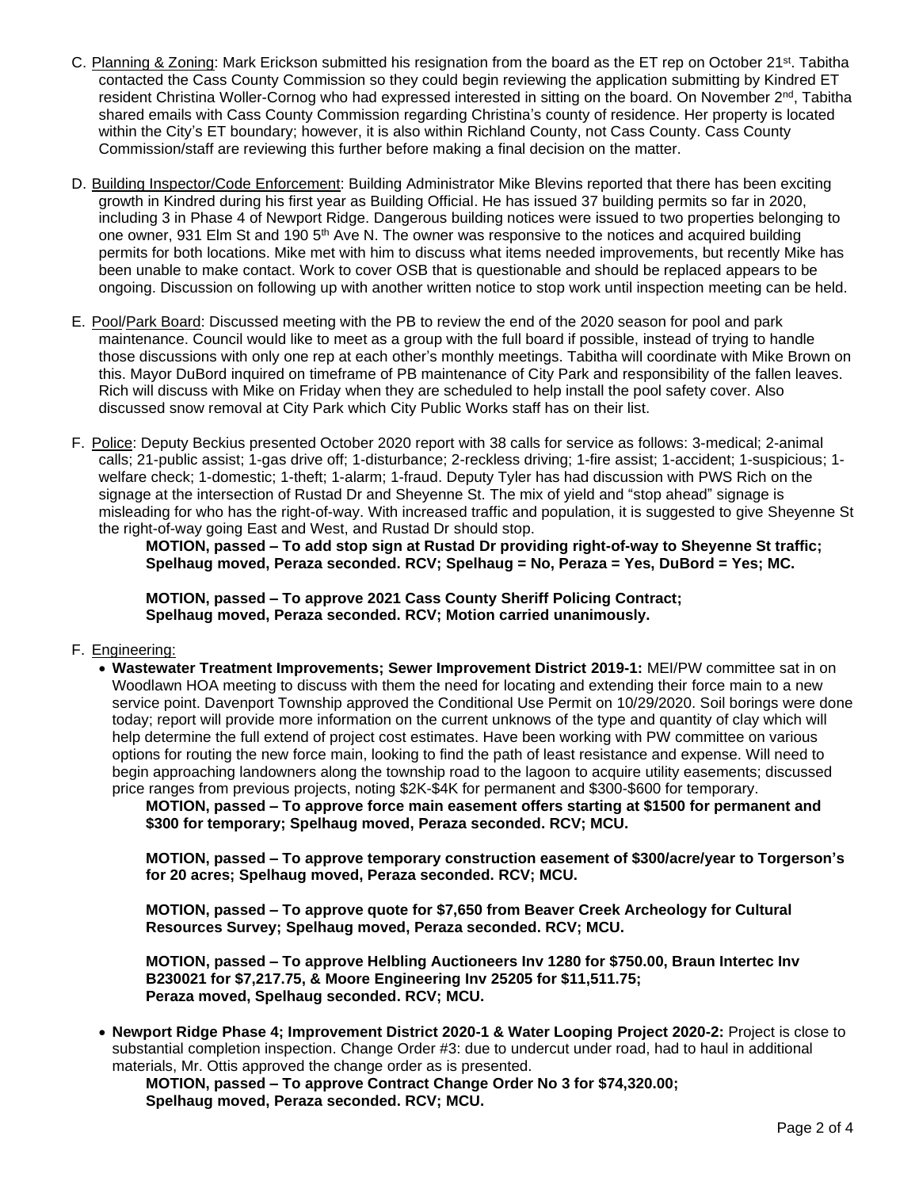C. Planning & Zoning: Mark Erickson submitted his resignation from the board as the ET rep on October 21st. Tabitha contacted the Cass County Commission so they could begin reviewing the application submitting by Kindred ET resident Christina Woller-Cornog who had expressed interested in sitting on the board. On November 2nd, Tabitha shared emails with Cass County Commission regarding Christina's county of residence. Her property is located within the City's ET boundary; however, it is also within Richland County, not Cass County. Cass County Commission/staff are reviewing this further before making a final decision on the matter.

D. Building Inspector/Code Enforcement: Building Administrator Mike Blevins reported that there has been exciting growth in Kindred during his first year as Building Official. He has issued 37 building permits so far in 2020, including 3 in Phase 4 of Newport Ridge. Dangerous building notices were issued to two properties belonging to one owner, 931 Elm St and 190 5th Ave N. The owner was responsive to the notices and acquired building permits for both locations. Mike met with him to discuss what items needed improvements, but recently Mike has been unable to make contact. Work to cover OSB that is questionable and should be replaced appears to be ongoing. Discussion on following up with another written notice to stop work until inspection meeting can be held.

E. Pool/Park Board: Discussed meeting with the PB to review the end of the 2020 season for pool and park maintenance. Council would like to meet as a group with the full board if possible, instead of trying to handle those discussions with only one rep at each other's monthly meetings. Tabitha will coordinate with Mike Brown on this. Mayor DuBord inquired on timeframe of PB maintenance of City Park and responsibility of the fallen leaves. Rich will discuss with Mike on Friday when they are scheduled to help install the pool safety cover. Also discussed snow removal at City Park which City Public Works staff has on their list.

F. Police: Deputy Beckius presented October 2020 report with 38 calls for service as follows: 3-medical; 2-animal calls; 21-public assist; 1-gas drive off; 1-disturbance; 2-reckless driving; 1-fire assist; 1-accident; 1-suspicious; 1-welfare check; 1-domestic; 1-theft; 1-alarm; 1-fraud. Deputy Tyler has had discussion with PWS Rich on the signage at the intersection of Rustad Dr and Sheyenne St. The mix of yield and "stop ahead" signage is misleading for who has the right-of-way. With increased traffic and population, it is suggested to give Sheyenne St the right-of-way going East and West, and Rustad Dr should stop.

> **MOTION, passed – To add stop sign at Rustad Dr providing right-of-way to Sheyenne St traffic; Spelhaug moved, Peraza seconded. RCV; Spelhaug = No, Peraza = Yes, DuBord = Yes; MC.**
>
> **MOTION, passed – To approve 2021 Cass County Sheriff Policing Contract; Spelhaug moved, Peraza seconded. RCV; Motion carried unanimously.**

F. Engineering:

- **Wastewater Treatment Improvements; Sewer Improvement District 2019-1:** MEI/PW committee sat in on Woodlawn HOA meeting to discuss with them the need for locating and extending their force main to a new service point. Davenport Township approved the Conditional Use Permit on 10/29/2020. Soil borings were done today; report will provide more information on the current unknows of the type and quantity of clay which will help determine the full extend of project cost estimates. Have been working with PW committee on various options for routing the new force main, looking to find the path of least resistance and expense. Will need to begin approaching landowners along the township road to the lagoon to acquire utility easements; discussed price ranges from previous projects, noting \$2K-\$4K for permanent and \$300-\$600 for temporary.

  > **MOTION, passed – To approve force main easement offers starting at \$1500 for permanent and \$300 for temporary; Spelhaug moved, Peraza seconded. RCV; MCU.**
  >
  > **MOTION, passed – To approve temporary construction easement of \$300/acre/year to Torgerson's for 20 acres; Spelhaug moved, Peraza seconded. RCV; MCU.**
  >
  > **MOTION, passed – To approve quote for \$7,650 from Beaver Creek Archeology for Cultural Resources Survey; Spelhaug moved, Peraza seconded. RCV; MCU.**
  >
  > **MOTION, passed – To approve Helbling Auctioneers Inv 1280 for \$750.00, Braun Intertec Inv B230021 for \$7,217.75, & Moore Engineering Inv 25205 for \$11,511.75; Peraza moved, Spelhaug seconded. RCV; MCU.**

- **Newport Ridge Phase 4; Improvement District 2020-1 & Water Looping Project 2020-2:** Project is close to substantial completion inspection. Change Order #3: due to undercut under road, had to haul in additional materials, Mr. Ottis approved the change order as is presented.

  > **MOTION, passed – To approve Contract Change Order No 3 for \$74,320.00; Spelhaug moved, Peraza seconded. RCV; MCU.**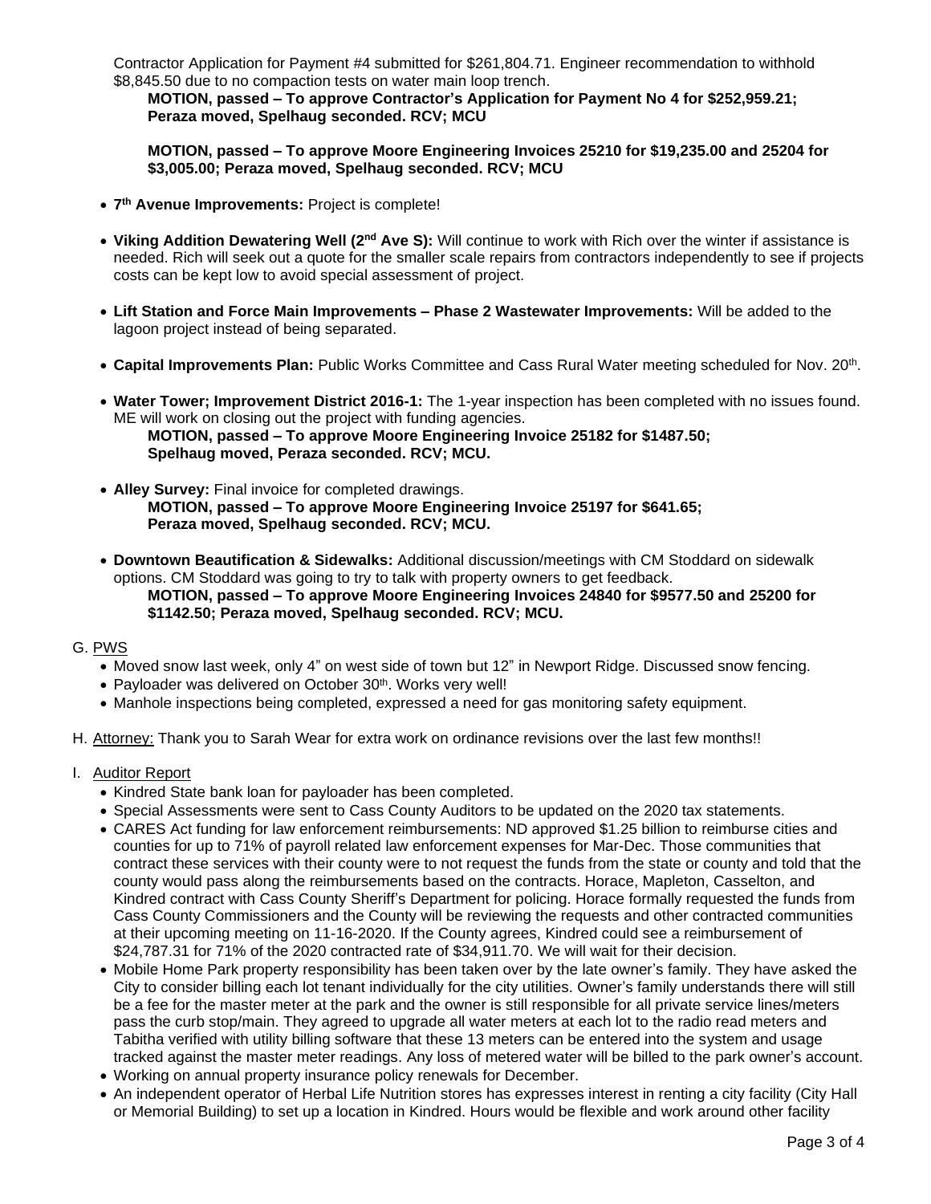Contractor Application for Payment #4 submitted for $261,804.71. Engineer recommendation to withhold $8,845.50 due to no compaction tests on water main loop trench.

**MOTION, passed – To approve Contractor's Application for Payment No 4 for $252,959.21; Peraza moved, Spelhaug seconded. RCV; MCU**

**MOTION, passed – To approve Moore Engineering Invoices 25210 for $19,235.00 and 25204 for $3,005.00; Peraza moved, Spelhaug seconded. RCV; MCU**

- **7th Avenue Improvements:** Project is complete!
- **Viking Addition Dewatering Well (2nd Ave S):** Will continue to work with Rich over the winter if assistance is needed. Rich will seek out a quote for the smaller scale repairs from contractors independently to see if projects costs can be kept low to avoid special assessment of project.
- **Lift Station and Force Main Improvements – Phase 2 Wastewater Improvements:** Will be added to the lagoon project instead of being separated.
- **Capital Improvements Plan:** Public Works Committee and Cass Rural Water meeting scheduled for Nov. 20th.
- **Water Tower; Improvement District 2016-1:** The 1-year inspection has been completed with no issues found. ME will work on closing out the project with funding agencies.
  **MOTION, passed – To approve Moore Engineering Invoice 25182 for $1487.50; Spelhaug moved, Peraza seconded. RCV; MCU.**
- **Alley Survey:** Final invoice for completed drawings.
  **MOTION, passed – To approve Moore Engineering Invoice 25197 for $641.65; Peraza moved, Spelhaug seconded. RCV; MCU.**
- **Downtown Beautification & Sidewalks:** Additional discussion/meetings with CM Stoddard on sidewalk options. CM Stoddard was going to try to talk with property owners to get feedback.
  **MOTION, passed – To approve Moore Engineering Invoices 24840 for $9577.50 and 25200 for $1142.50; Peraza moved, Spelhaug seconded. RCV; MCU.**

G. PWS

- Moved snow last week, only 4" on west side of town but 12" in Newport Ridge. Discussed snow fencing.
- Payloader was delivered on October 30th. Works very well!
- Manhole inspections being completed, expressed a need for gas monitoring safety equipment.

H. Attorney: Thank you to Sarah Wear for extra work on ordinance revisions over the last few months!!

I. Auditor Report

- Kindred State bank loan for payloader has been completed.
- Special Assessments were sent to Cass County Auditors to be updated on the 2020 tax statements.
- CARES Act funding for law enforcement reimbursements: ND approved $1.25 billion to reimburse cities and counties for up to 71% of payroll related law enforcement expenses for Mar-Dec. Those communities that contract these services with their county were to not request the funds from the state or county and told that the county would pass along the reimbursements based on the contracts. Horace, Mapleton, Casselton, and Kindred contract with Cass County Sheriff's Department for policing. Horace formally requested the funds from Cass County Commissioners and the County will be reviewing the requests and other contracted communities at their upcoming meeting on 11-16-2020. If the County agrees, Kindred could see a reimbursement of $24,787.31 for 71% of the 2020 contracted rate of $34,911.70. We will wait for their decision.
- Mobile Home Park property responsibility has been taken over by the late owner's family. They have asked the City to consider billing each lot tenant individually for the city utilities. Owner's family understands there will still be a fee for the master meter at the park and the owner is still responsible for all private service lines/meters pass the curb stop/main. They agreed to upgrade all water meters at each lot to the radio read meters and Tabitha verified with utility billing software that these 13 meters can be entered into the system and usage tracked against the master meter readings. Any loss of metered water will be billed to the park owner's account.
- Working on annual property insurance policy renewals for December.
- An independent operator of Herbal Life Nutrition stores has expresses interest in renting a city facility (City Hall or Memorial Building) to set up a location in Kindred. Hours would be flexible and work around other facility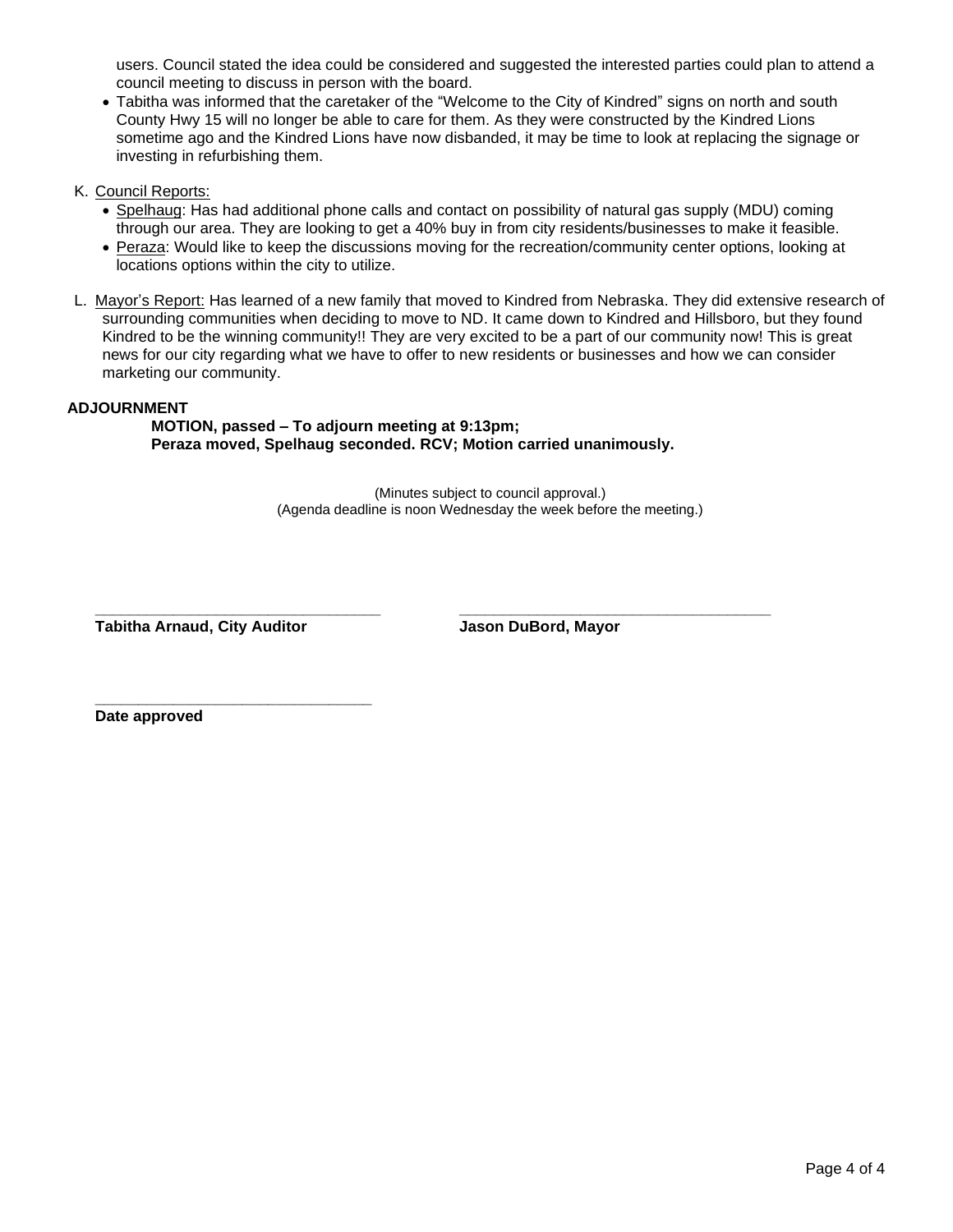users. Council stated the idea could be considered and suggested the interested parties could plan to attend a council meeting to discuss in person with the board.

- Tabitha was informed that the caretaker of the "Welcome to the City of Kindred" signs on north and south County Hwy 15 will no longer be able to care for them. As they were constructed by the Kindred Lions sometime ago and the Kindred Lions have now disbanded, it may be time to look at replacing the signage or investing in refurbishing them.

K. Council Reports:

- Spelhaug: Has had additional phone calls and contact on possibility of natural gas supply (MDU) coming through our area. They are looking to get a 40% buy in from city residents/businesses to make it feasible.
- Peraza: Would like to keep the discussions moving for the recreation/community center options, looking at locations options within the city to utilize.

L. Mayor's Report: Has learned of a new family that moved to Kindred from Nebraska. They did extensive research of surrounding communities when deciding to move to ND. It came down to Kindred and Hillsboro, but they found Kindred to be the winning community!! They are very excited to be a part of our community now! This is great news for our city regarding what we have to offer to new residents or businesses and how we can consider marketing our community.

**ADJOURNMENT**

**MOTION, passed – To adjourn meeting at 9:13pm;**
**Peraza moved, Spelhaug seconded. RCV; Motion carried unanimously.**

(Minutes subject to council approval.)
(Agenda deadline is noon Wednesday the week before the meeting.)

\_\_\_\_\_\_\_\_\_\_\_\_\_\_\_\_\_\_\_\_\_\_\_\_\_\_\_\_\_\_\_\_\_\_
**Tabitha Arnaud, City Auditor**

\_\_\_\_\_\_\_\_\_\_\_\_\_\_\_\_\_\_\_\_\_\_\_\_\_\_\_\_\_\_\_\_\_\_
**Jason DuBord, Mayor**

\_\_\_\_\_\_\_\_\_\_\_\_\_\_\_\_\_\_\_\_\_\_\_\_\_\_\_\_\_\_\_\_\_\_
**Date approved**